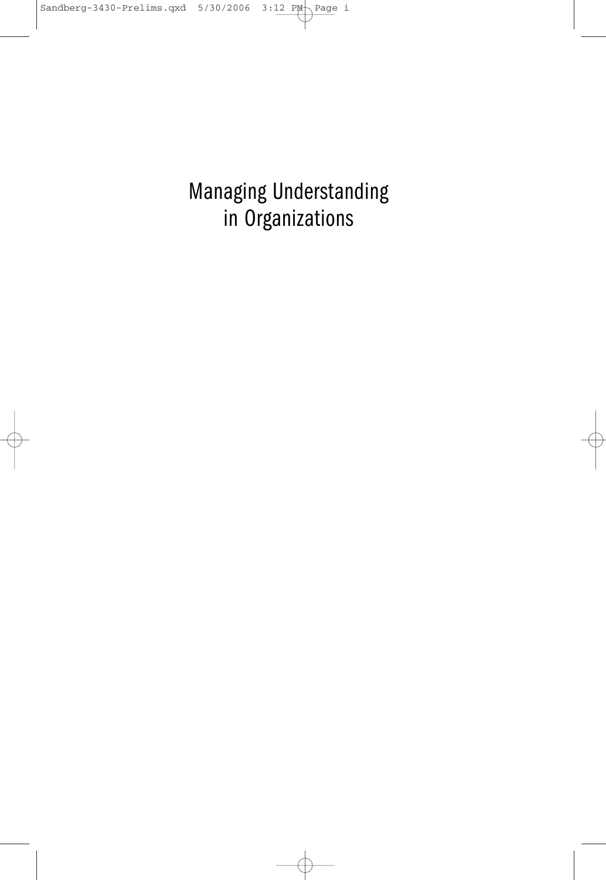# Managing Understanding in Organizations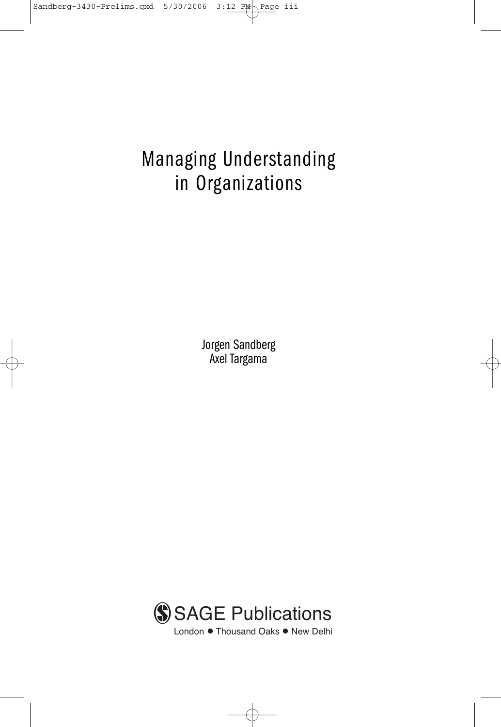# Managing Understanding in Organizations

Jorgen Sandberg
Axel Targama

SAGE Publications
London ● Thousand Oaks ● New Delhi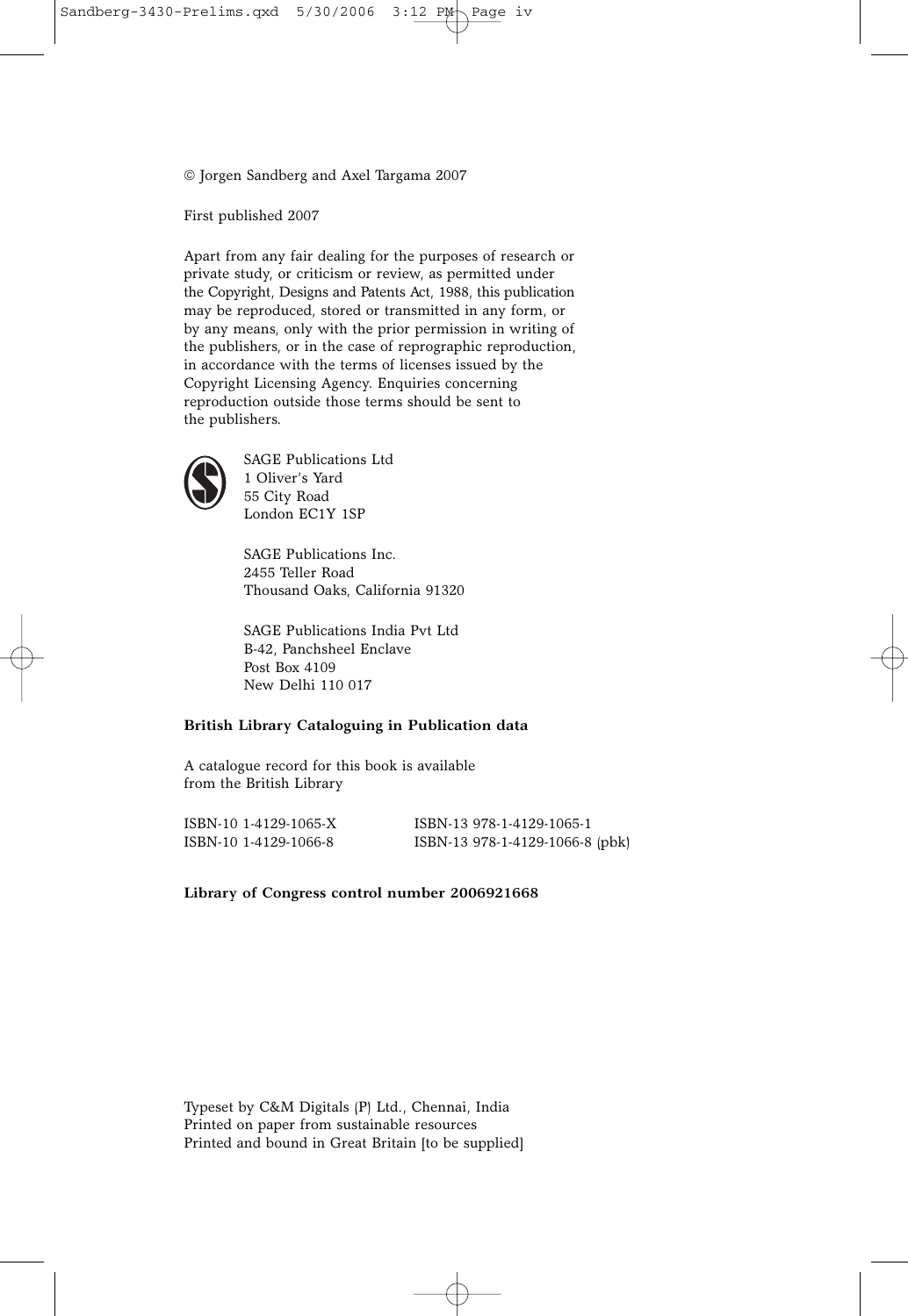© Jorgen Sandberg and Axel Targama 2007

First published 2007

Apart from any fair dealing for the purposes of research or private study, or criticism or review, as permitted under the Copyright, Designs and Patents Act, 1988, this publication may be reproduced, stored or transmitted in any form, or by any means, only with the prior permission in writing of the publishers, or in the case of reprographic reproduction, in accordance with the terms of licenses issued by the Copyright Licensing Agency. Enquiries concerning reproduction outside those terms should be sent to the publishers.

SAGE Publications Ltd
1 Oliver's Yard
55 City Road
London EC1Y 1SP

SAGE Publications Inc.
2455 Teller Road
Thousand Oaks, California 91320

SAGE Publications India Pvt Ltd
B-42, Panchsheel Enclave
Post Box 4109
New Delhi 110 017

**British Library Cataloguing in Publication data**

A catalogue record for this book is available from the British Library

ISBN-10 1-4129-1065-X ISBN-13 978-1-4129-1065-1
ISBN-10 1-4129-1066-8 ISBN-13 978-1-4129-1066-8 (pbk)

**Library of Congress control number 2006921668**

Typeset by C&M Digitals (P) Ltd., Chennai, India
Printed on paper from sustainable resources
Printed and bound in Great Britain [to be supplied]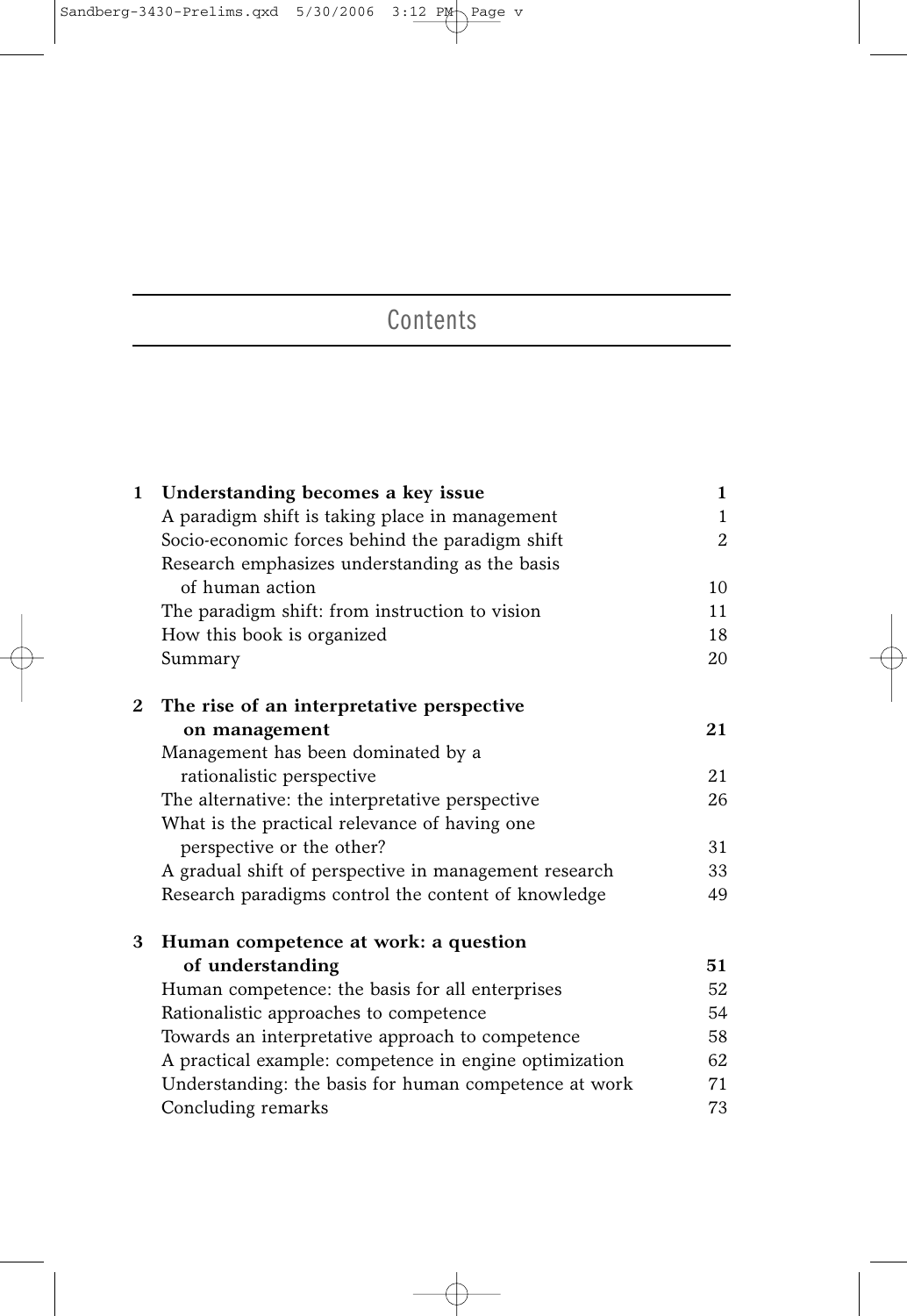# Contents

| | | |
|---|---|---|
| **1** | **Understanding becomes a key issue** | **1** |
| | A paradigm shift is taking place in management | 1 |
| | Socio-economic forces behind the paradigm shift | 2 |
| | Research emphasizes understanding as the basis of human action | 10 |
| | The paradigm shift: from instruction to vision | 11 |
| | How this book is organized | 18 |
| | Summary | 20 |
| **2** | **The rise of an interpretative perspective on management** | **21** |
| | Management has been dominated by a rationalistic perspective | 21 |
| | The alternative: the interpretative perspective | 26 |
| | What is the practical relevance of having one perspective or the other? | 31 |
| | A gradual shift of perspective in management research | 33 |
| | Research paradigms control the content of knowledge | 49 |
| **3** | **Human competence at work: a question of understanding** | **51** |
| | Human competence: the basis for all enterprises | 52 |
| | Rationalistic approaches to competence | 54 |
| | Towards an interpretative approach to competence | 58 |
| | A practical example: competence in engine optimization | 62 |
| | Understanding: the basis for human competence at work | 71 |
| | Concluding remarks | 73 |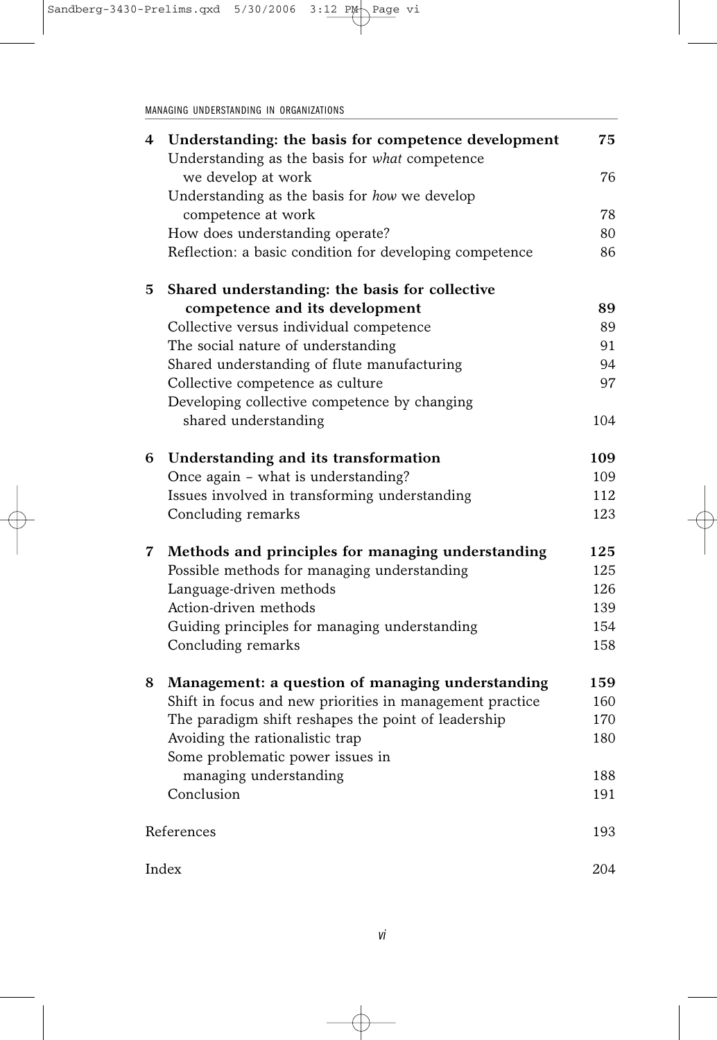| | | |
|---|---|---|
| **4** | **Understanding: the basis for competence development** | **75** |
| | Understanding as the basis for *what* competence we develop at work | 76 |
| | Understanding as the basis for *how* we develop competence at work | 78 |
| | How does understanding operate? | 80 |
| | Reflection: a basic condition for developing competence | 86 |
| **5** | **Shared understanding: the basis for collective competence and its development** | **89** |
| | Collective versus individual competence | 89 |
| | The social nature of understanding | 91 |
| | Shared understanding of flute manufacturing | 94 |
| | Collective competence as culture | 97 |
| | Developing collective competence by changing shared understanding | 104 |
| **6** | **Understanding and its transformation** | **109** |
| | Once again – what is understanding? | 109 |
| | Issues involved in transforming understanding | 112 |
| | Concluding remarks | 123 |
| **7** | **Methods and principles for managing understanding** | **125** |
| | Possible methods for managing understanding | 125 |
| | Language-driven methods | 126 |
| | Action-driven methods | 139 |
| | Guiding principles for managing understanding | 154 |
| | Concluding remarks | 158 |
| **8** | **Management: a question of managing understanding** | **159** |
| | Shift in focus and new priorities in management practice | 160 |
| | The paradigm shift reshapes the point of leadership | 170 |
| | Avoiding the rationalistic trap | 180 |
| | Some problematic power issues in managing understanding | 188 |
| | Conclusion | 191 |
| | References | 193 |
| | Index | 204 |